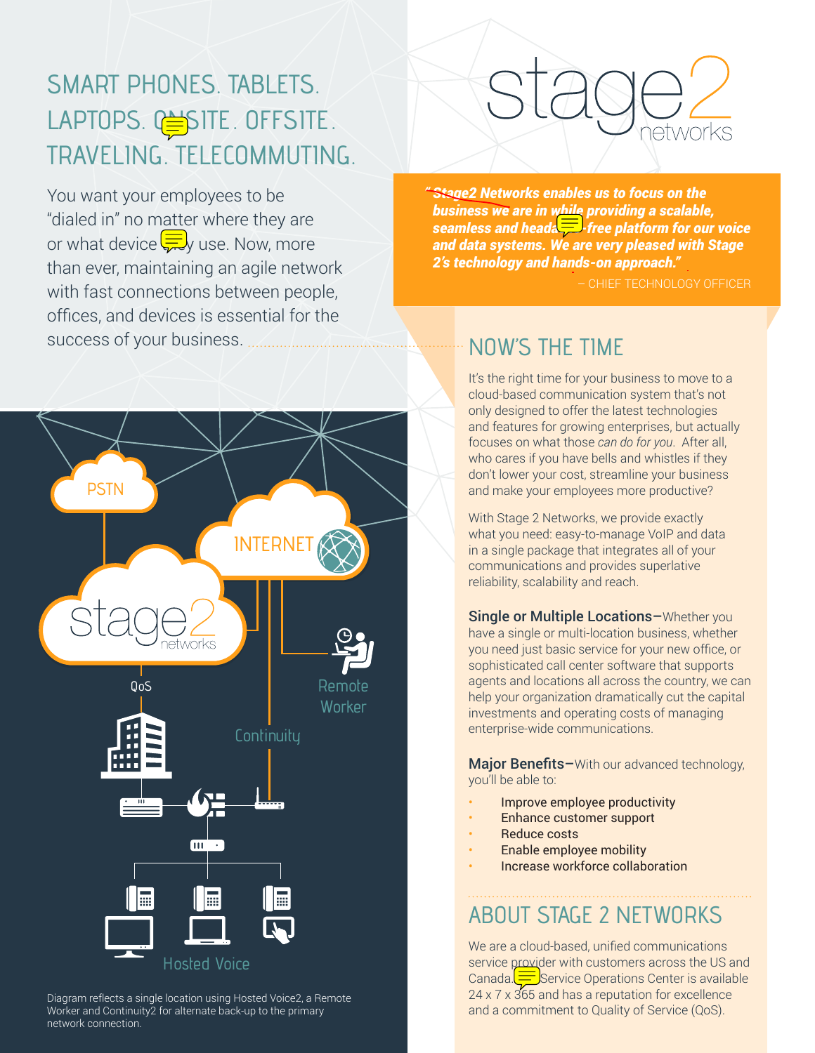# SMART PHONES. TABLETS. LAPTOPS. ONSITE. OFFSITE. TRAVELING. TELECOMMUTING.

You want your employees to be "dialed in" no matter where they are or what device they use. Now, more than ever, maintaining an agile network with fast connections between people, offices, and devices is essential for the success of your business.

stage2 networks

***"Stage2 Networks enables us to focus on the business we are in while providing a scalable, seamless and headache-free platform for our voice and data systems. We are very pleased with Stage 2's technology and hands-on approach."***

– CHIEF TECHNOLOGY OFFICER

PSTN

INTERNET

stage2 networks

QoS

Remote Worker

Continuity

Hosted Voice

Diagram reflects a single location using Hosted Voice2, a Remote Worker and Continuity2 for alternate back-up to the primary network connection.

## NOW'S THE TIME

It's the right time for your business to move to a cloud-based communication system that's not only designed to offer the latest technologies and features for growing enterprises, but actually focuses on what those *can do for you*. After all, who cares if you have bells and whistles if they don't lower your cost, streamline your business and make your employees more productive?

With Stage 2 Networks, we provide exactly what you need: easy-to-manage VoIP and data in a single package that integrates all of your communications and provides superlative reliability, scalability and reach.

**Single or Multiple Locations–**Whether you have a single or multi-location business, whether you need just basic service for your new office, or sophisticated call center software that supports agents and locations all across the country, we can help your organization dramatically cut the capital investments and operating costs of managing enterprise-wide communications.

**Major Benefits–**With our advanced technology, you'll be able to:

- Improve employee productivity
- Enhance customer support
- Reduce costs
- Enable employee mobility
- Increase workforce collaboration

## ABOUT STAGE 2 NETWORKS

We are a cloud-based, unified communications service provider with customers across the US and Canada. Service Operations Center is available 24 x 7 x 365 and has a reputation for excellence and a commitment to Quality of Service (QoS).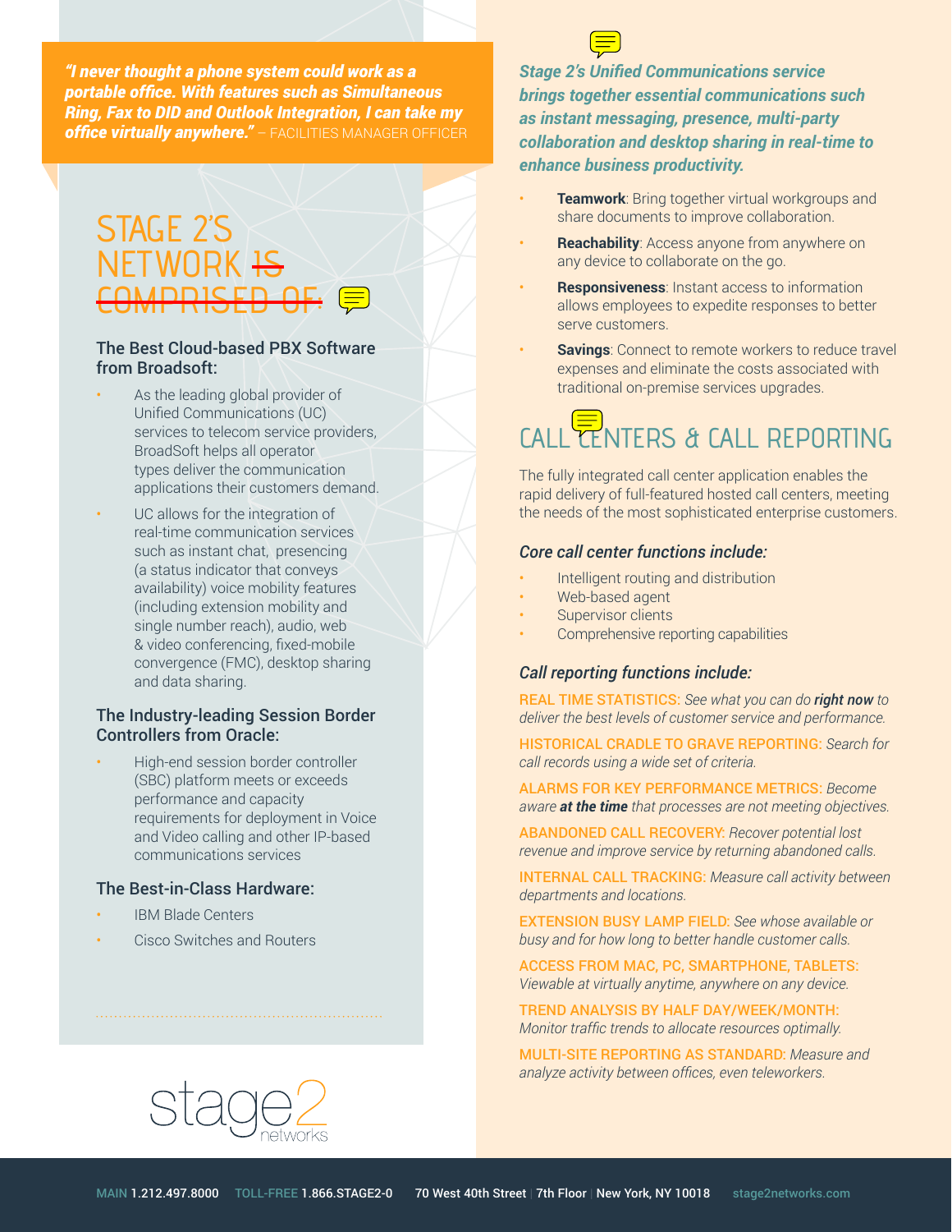*"I never thought a phone system could work as a portable office. With features such as Simultaneous Ring, Fax to DID and Outlook Integration, I can take my office virtually anywhere."* – FACILITIES MANAGER OFFICER

# STAGE 2'S NETWORK ~~IS COMPRISED OF:~~

### The Best Cloud-based PBX Software from Broadsoft:

- As the leading global provider of Unified Communications (UC) services to telecom service providers, BroadSoft helps all operator types deliver the communication applications their customers demand.
- UC allows for the integration of real-time communication services such as instant chat, presencing (a status indicator that conveys availability) voice mobility features (including extension mobility and single number reach), audio, web & video conferencing, fixed-mobile convergence (FMC), desktop sharing and data sharing.

### The Industry-leading Session Border Controllers from Oracle:

- High-end session border controller (SBC) platform meets or exceeds performance and capacity requirements for deployment in Voice and Video calling and other IP-based communications services

### The Best-in-Class Hardware:

- IBM Blade Centers
- Cisco Switches and Routers

stage2 networks

*Stage 2's Unified Communications service brings together essential communications such as instant messaging, presence, multi-party collaboration and desktop sharing in real-time to enhance business productivity.*

- **Teamwork**: Bring together virtual workgroups and share documents to improve collaboration.
- **Reachability**: Access anyone from anywhere on any device to collaborate on the go.
- **Responsiveness**: Instant access to information allows employees to expedite responses to better serve customers.
- **Savings**: Connect to remote workers to reduce travel expenses and eliminate the costs associated with traditional on-premise services upgrades.

# CALL CENTERS & CALL REPORTING

The fully integrated call center application enables the rapid delivery of full-featured hosted call centers, meeting the needs of the most sophisticated enterprise customers.

### *Core call center functions include:*

- Intelligent routing and distribution
- Web-based agent
- Supervisor clients
- Comprehensive reporting capabilities

### *Call reporting functions include:*

REAL TIME STATISTICS: *See what you can do **right now** to deliver the best levels of customer service and performance.*

HISTORICAL CRADLE TO GRAVE REPORTING: *Search for call records using a wide set of criteria.*

ALARMS FOR KEY PERFORMANCE METRICS: *Become aware **at the time** that processes are not meeting objectives.*

ABANDONED CALL RECOVERY: *Recover potential lost revenue and improve service by returning abandoned calls.*

INTERNAL CALL TRACKING: *Measure call activity between departments and locations.*

EXTENSION BUSY LAMP FIELD: *See whose available or busy and for how long to better handle customer calls.*

ACCESS FROM MAC, PC, SMARTPHONE, TABLETS: *Viewable at virtually anytime, anywhere on any device.*

TREND ANALYSIS BY HALF DAY/WEEK/MONTH: *Monitor traffic trends to allocate resources optimally.*

MULTI-SITE REPORTING AS STANDARD: *Measure and analyze activity between offices, even teleworkers.*

MAIN 1.212.497.8000 TOLL-FREE 1.866.STAGE2-0 70 West 40th Street | 7th Floor | New York, NY 10018 stage2networks.com